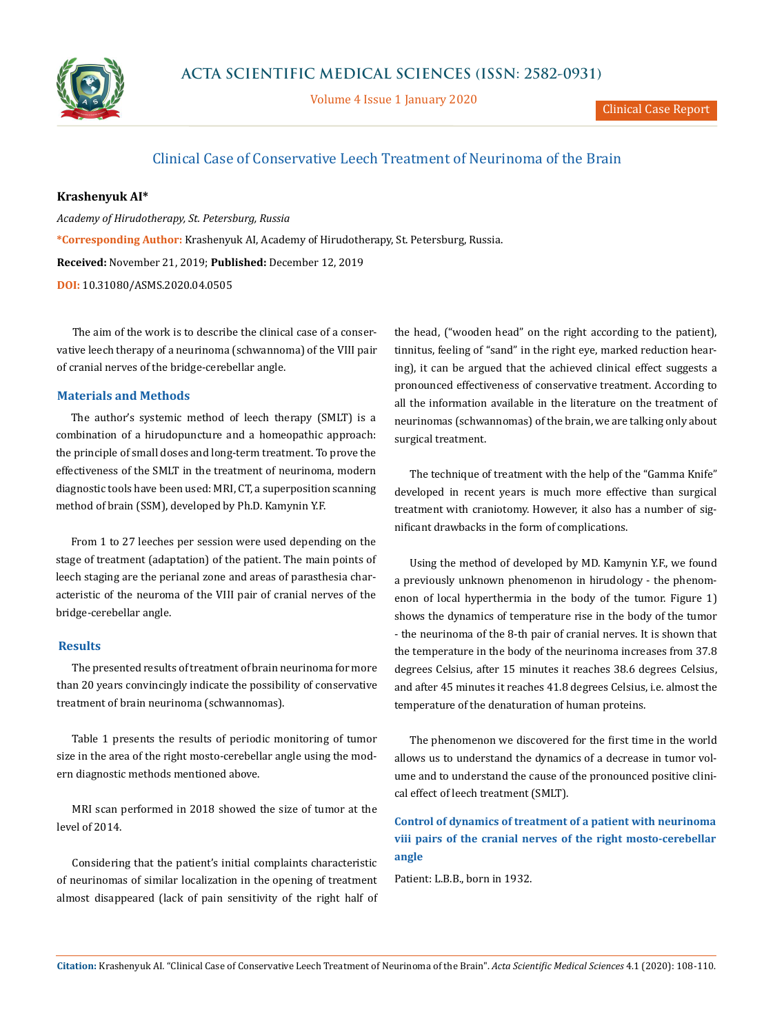# Clinical Case of Conservative Leech Treatment of Neurinoma of the Brain

**Krashenyuk AI***

*Academy of Hirudotherapy, St. Petersburg, Russia*

***Corresponding Author:** Krashenyuk AI, Academy of Hirudotherapy, St. Petersburg, Russia.

**Received:** November 21, 2019; **Published:** December 12, 2019

**DOI:** 10.31080/ASMS.2020.04.0505

The aim of the work is to describe the clinical case of a conservative leech therapy of a neurinoma (schwannoma) of the VIII pair of cranial nerves of the bridge-cerebellar angle.

## Materials and Methods

The author's systemic method of leech therapy (SMLT) is a combination of a hirudopuncture and a homeopathic approach: the principle of small doses and long-term treatment. To prove the effectiveness of the SMLT in the treatment of neurinoma, modern diagnostic tools have been used: MRI, CT, a superposition scanning method of brain (SSM), developed by Ph.D. Kamynin Y.F.

From 1 to 27 leeches per session were used depending on the stage of treatment (adaptation) of the patient. The main points of leech staging are the perianal zone and areas of parasthesia characteristic of the neuroma of the VIII pair of cranial nerves of the bridge-cerebellar angle.

## Results

The presented results of treatment of brain neurinoma for more than 20 years convincingly indicate the possibility of conservative treatment of brain neurinoma (schwannomas).

Table 1 presents the results of periodic monitoring of tumor size in the area of the right mosto-cerebellar angle using the modern diagnostic methods mentioned above.

MRI scan performed in 2018 showed the size of tumor at the level of 2014.

Considering that the patient's initial complaints characteristic of neurinomas of similar localization in the opening of treatment almost disappeared (lack of pain sensitivity of the right half of the head, ("wooden head" on the right according to the patient), tinnitus, feeling of "sand" in the right eye, marked reduction hearing), it can be argued that the achieved clinical effect suggests a pronounced effectiveness of conservative treatment. According to all the information available in the literature on the treatment of neurinomas (schwannomas) of the brain, we are talking only about surgical treatment.

The technique of treatment with the help of the "Gamma Knife" developed in recent years is much more effective than surgical treatment with craniotomy. However, it also has a number of significant drawbacks in the form of complications.

Using the method of developed by MD. Kamynin Y.F., we found a previously unknown phenomenon in hirudology - the phenomenon of local hyperthermia in the body of the tumor. Figure 1) shows the dynamics of temperature rise in the body of the tumor - the neurinoma of the 8-th pair of cranial nerves. It is shown that the temperature in the body of the neurinoma increases from 37.8 degrees Celsius, after 15 minutes it reaches 38.6 degrees Celsius, and after 45 minutes it reaches 41.8 degrees Celsius, i.e. almost the temperature of the denaturation of human proteins.

The phenomenon we discovered for the first time in the world allows us to understand the dynamics of a decrease in tumor volume and to understand the cause of the pronounced positive clinical effect of leech treatment (SMLT).

### Control of dynamics of treatment of a patient with neurinoma viii pairs of the cranial nerves of the right mosto-cerebellar angle

Patient: L.B.B., born in 1932.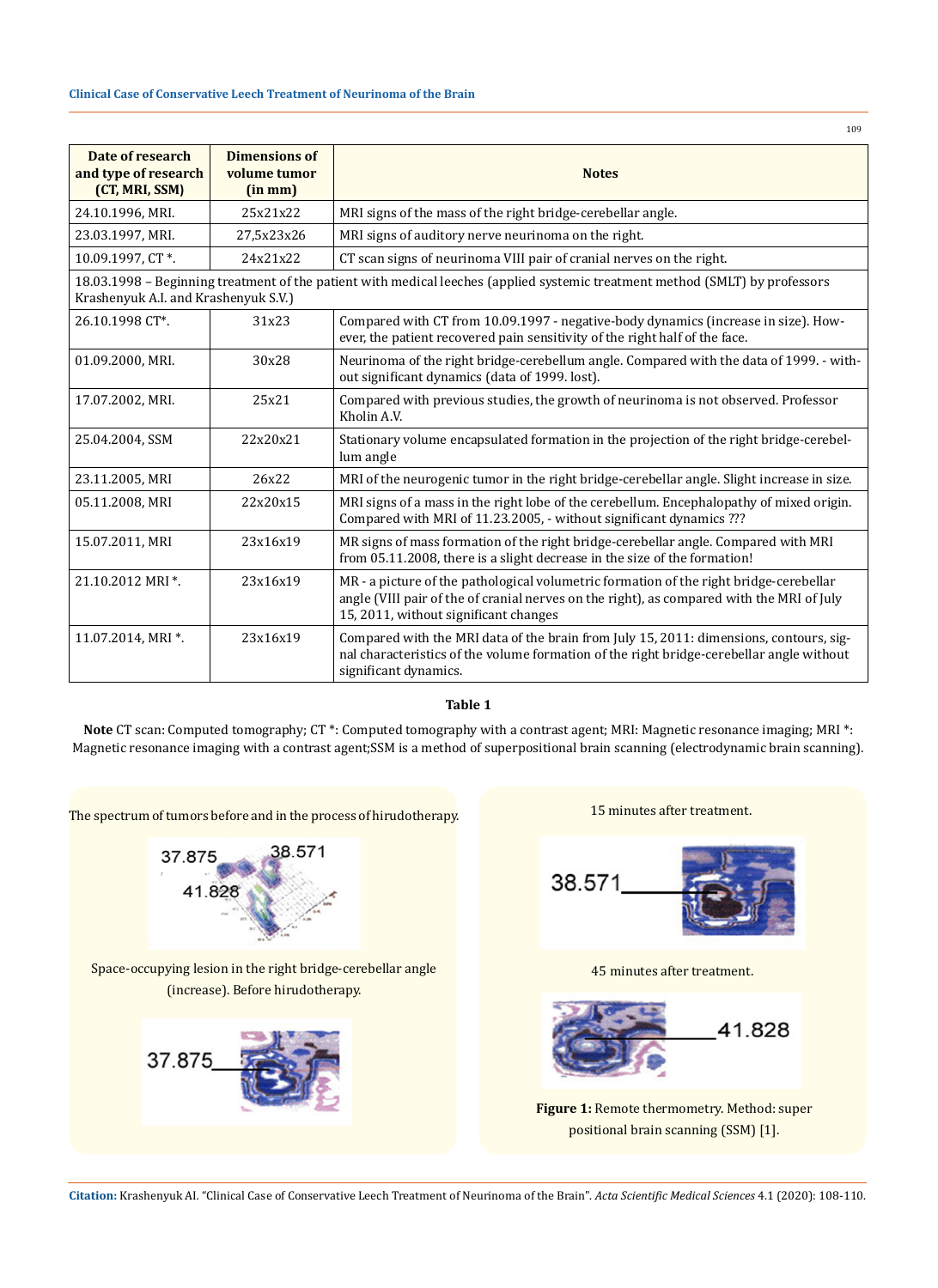| Date of research and type of research (CT, MRI, SSM) | Dimensions of volume tumor (in mm) | Notes |
|---|---|---|
| 24.10.1996, MRI. | 25x21x22 | MRI signs of the mass of the right bridge-cerebellar angle. |
| 23.03.1997, MRI. | 27,5x23x26 | MRI signs of auditory nerve neurinoma on the right. |
| 10.09.1997, CT *. | 24x21x22 | CT scan signs of neurinoma VIII pair of cranial nerves on the right. |
| 18.03.1998 – Beginning treatment of the patient with medical leeches (applied systemic treatment method (SMLT) by professors Krashenyuk A.I. and Krashenyuk S.V.) | | |
| 26.10.1998 CT*. | 31x23 | Compared with CT from 10.09.1997 - negative-body dynamics (increase in size). However, the patient recovered pain sensitivity of the right half of the face. |
| 01.09.2000, MRI. | 30x28 | Neurinoma of the right bridge-cerebellum angle. Compared with the data of 1999. - without significant dynamics (data of 1999. lost). |
| 17.07.2002, MRI. | 25x21 | Compared with previous studies, the growth of neurinoma is not observed. Professor Kholin A.V. |
| 25.04.2004, SSM | 22x20x21 | Stationary volume encapsulated formation in the projection of the right bridge-cerebellum angle |
| 23.11.2005, MRI | 26x22 | MRI of the neurogenic tumor in the right bridge-cerebellar angle. Slight increase in size. |
| 05.11.2008, MRI | 22x20x15 | MRI signs of a mass in the right lobe of the cerebellum. Encephalopathy of mixed origin. Compared with MRI of 11.23.2005, - without significant dynamics ??? |
| 15.07.2011, MRI | 23x16x19 | MR signs of mass formation of the right bridge-cerebellar angle. Compared with MRI from 05.11.2008, there is a slight decrease in the size of the formation! |
| 21.10.2012 MRI *. | 23x16x19 | MR - a picture of the pathological volumetric formation of the right bridge-cerebellar angle (VIII pair of the of cranial nerves on the right), as compared with the MRI of July 15, 2011, without significant changes |
| 11.07.2014, MRI *. | 23x16x19 | Compared with the MRI data of the brain from July 15, 2011: dimensions, contours, signal characteristics of the volume formation of the right bridge-cerebellar angle without significant dynamics. |

**Table 1**

**Note** CT scan: Computed tomography; CT *: Computed tomography with a contrast agent; MRI: Magnetic resonance imaging; MRI *: Magnetic resonance imaging with a contrast agent;SSM is a method of superpositional brain scanning (electrodynamic brain scanning).

The spectrum of tumors before and in the process of hirudotherapy.

Space-occupying lesion in the right bridge-cerebellar angle (increase). Before hirudotherapy.

15 minutes after treatment.

45 minutes after treatment.

**Figure 1:** Remote thermometry. Method: super positional brain scanning (SSM) [1].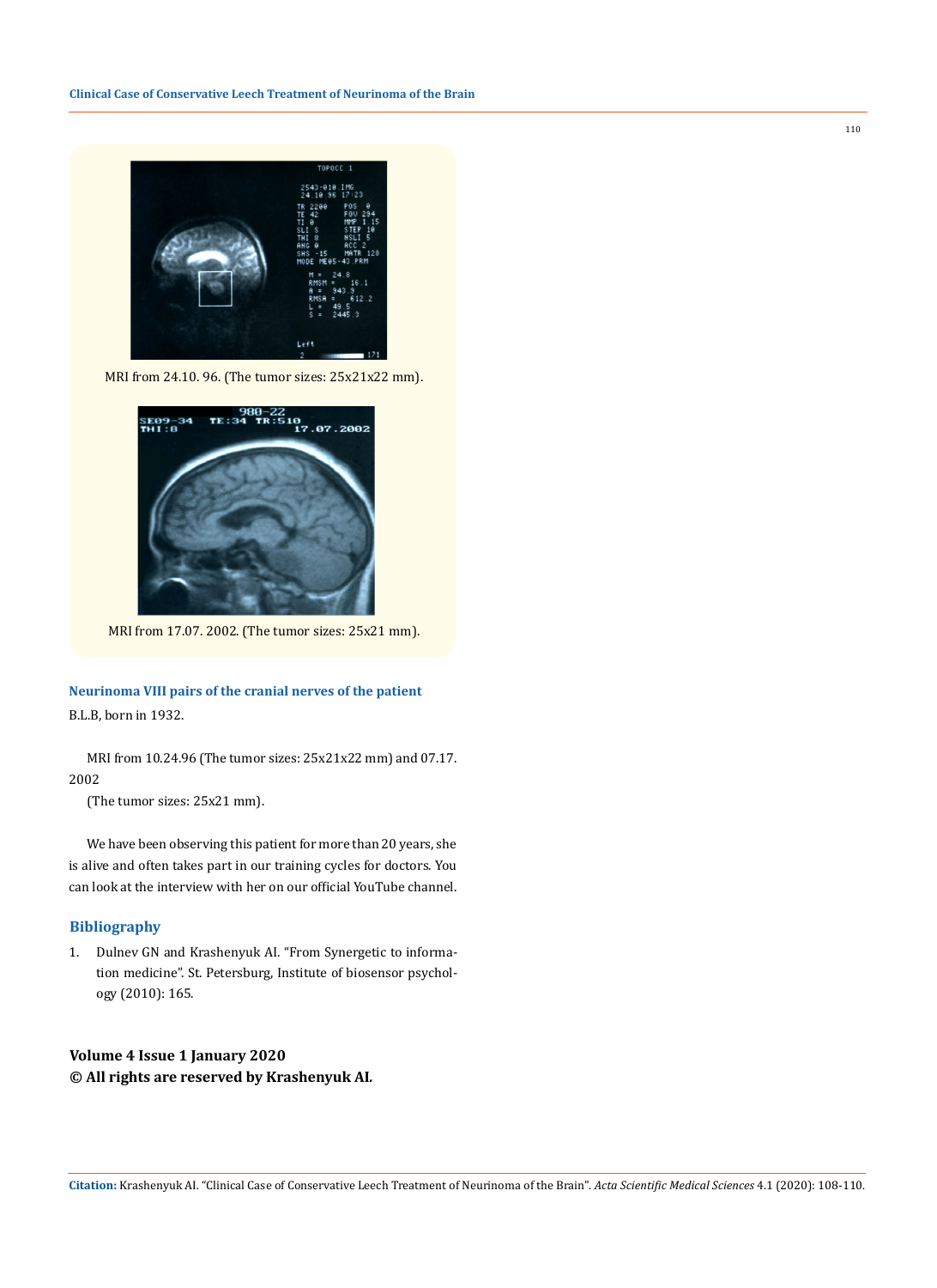MRI from 24.10. 96. (The tumor sizes: 25x21x22 mm).

MRI from 17.07. 2002. (The tumor sizes: 25x21 mm).

### Neurinoma VIII pairs of the cranial nerves of the patient

B.L.B, born in 1932.

MRI from 10.24.96 (The tumor sizes: 25x21x22 mm) and 07.17. 2002

(The tumor sizes: 25x21 mm).

We have been observing this patient for more than 20 years, she is alive and often takes part in our training cycles for doctors. You can look at the interview with her on our official YouTube channel.

## Bibliography

1. Dulnev GN and Krashenyuk AI. "From Synergetic to information medicine". St. Petersburg, Institute of biosensor psychology (2010): 165.

**Volume 4 Issue 1 January 2020**
**© All rights are reserved by Krashenyuk AI.**